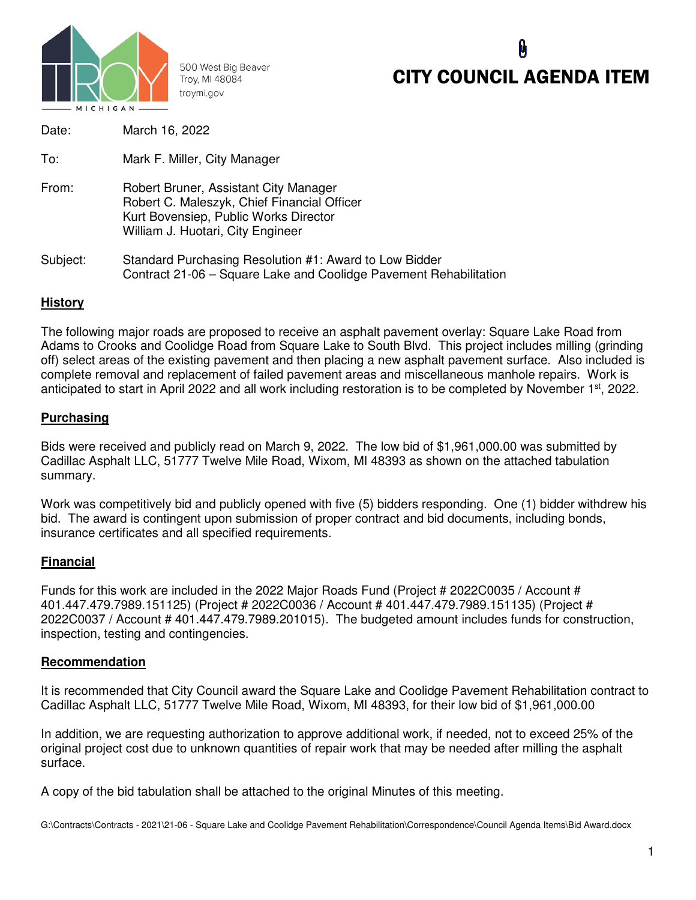500 West Big Beaver
Troy, MI 48084
troymi.gov

# CITY COUNCIL AGENDA ITEM

Date: March 16, 2022

To: Mark F. Miller, City Manager

From: Robert Bruner, Assistant City Manager
Robert C. Maleszyk, Chief Financial Officer
Kurt Bovensiep, Public Works Director
William J. Huotari, City Engineer

Subject: Standard Purchasing Resolution #1: Award to Low Bidder
Contract 21-06 – Square Lake and Coolidge Pavement Rehabilitation

## History

The following major roads are proposed to receive an asphalt pavement overlay: Square Lake Road from Adams to Crooks and Coolidge Road from Square Lake to South Blvd. This project includes milling (grinding off) select areas of the existing pavement and then placing a new asphalt pavement surface. Also included is complete removal and replacement of failed pavement areas and miscellaneous manhole repairs. Work is anticipated to start in April 2022 and all work including restoration is to be completed by November 1st, 2022.

## Purchasing

Bids were received and publicly read on March 9, 2022. The low bid of $1,961,000.00 was submitted by Cadillac Asphalt LLC, 51777 Twelve Mile Road, Wixom, MI 48393 as shown on the attached tabulation summary.

Work was competitively bid and publicly opened with five (5) bidders responding. One (1) bidder withdrew his bid. The award is contingent upon submission of proper contract and bid documents, including bonds, insurance certificates and all specified requirements.

## Financial

Funds for this work are included in the 2022 Major Roads Fund (Project # 2022C0035 / Account # 401.447.479.7989.151125) (Project # 2022C0036 / Account # 401.447.479.7989.151135) (Project # 2022C0037 / Account # 401.447.479.7989.201015). The budgeted amount includes funds for construction, inspection, testing and contingencies.

## Recommendation

It is recommended that City Council award the Square Lake and Coolidge Pavement Rehabilitation contract to Cadillac Asphalt LLC, 51777 Twelve Mile Road, Wixom, MI 48393, for their low bid of $1,961,000.00

In addition, we are requesting authorization to approve additional work, if needed, not to exceed 25% of the original project cost due to unknown quantities of repair work that may be needed after milling the asphalt surface.

A copy of the bid tabulation shall be attached to the original Minutes of this meeting.

G:\Contracts\Contracts - 2021\21-06 - Square Lake and Coolidge Pavement Rehabilitation\Correspondence\Council Agenda Items\Bid Award.docx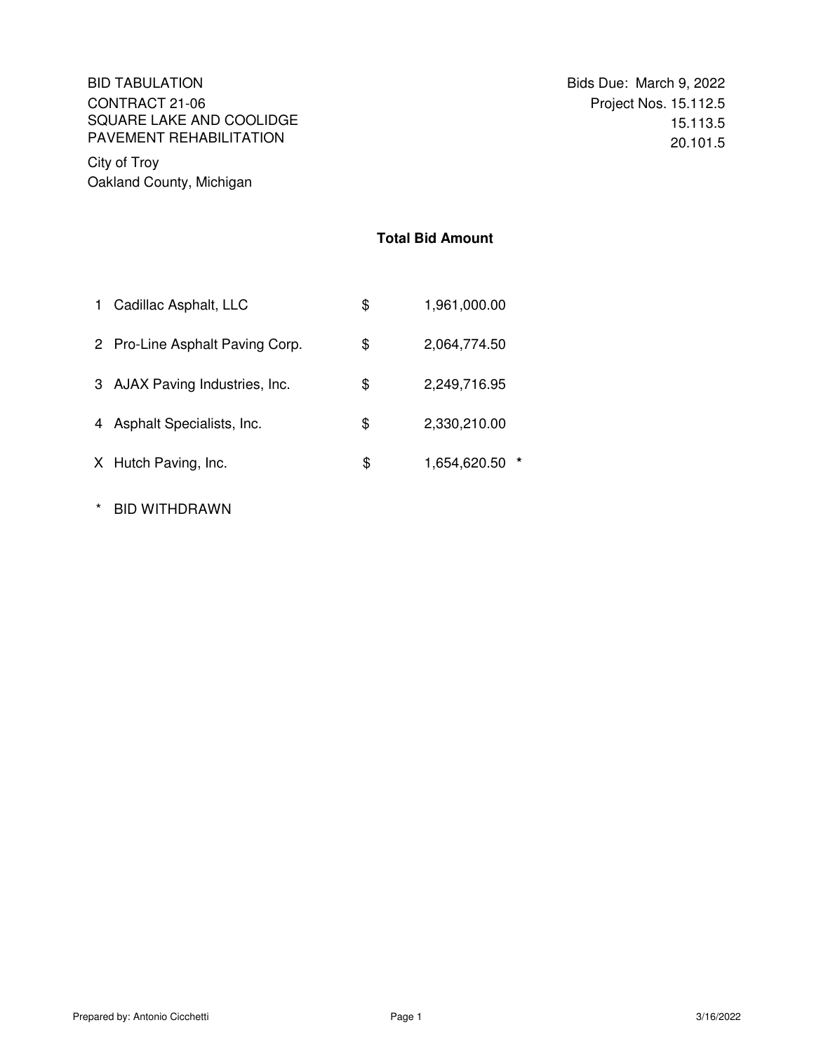BID TABULATION
CONTRACT 21-06
SQUARE LAKE AND COOLIDGE
PAVEMENT REHABILITATION

City of Troy
Oakland County, Michigan

Bids Due: March 9, 2022
Project Nos. 15.112.5
15.113.5
20.101.5

**Total Bid Amount**

| | Bidder | | Total Bid Amount | |
|---|---|---|---|---|
| 1 | Cadillac Asphalt, LLC | $ | 1,961,000.00 | |
| 2 | Pro-Line Asphalt Paving Corp. | $ | 2,064,774.50 | |
| 3 | AJAX Paving Industries, Inc. | $ | 2,249,716.95 | |
| 4 | Asphalt Specialists, Inc. | $ | 2,330,210.00 | |
| X | Hutch Paving, Inc. | $ | 1,654,620.50 | * |

\* BID WITHDRAWN

Prepared by: Antonio Cicchetti

3/16/2022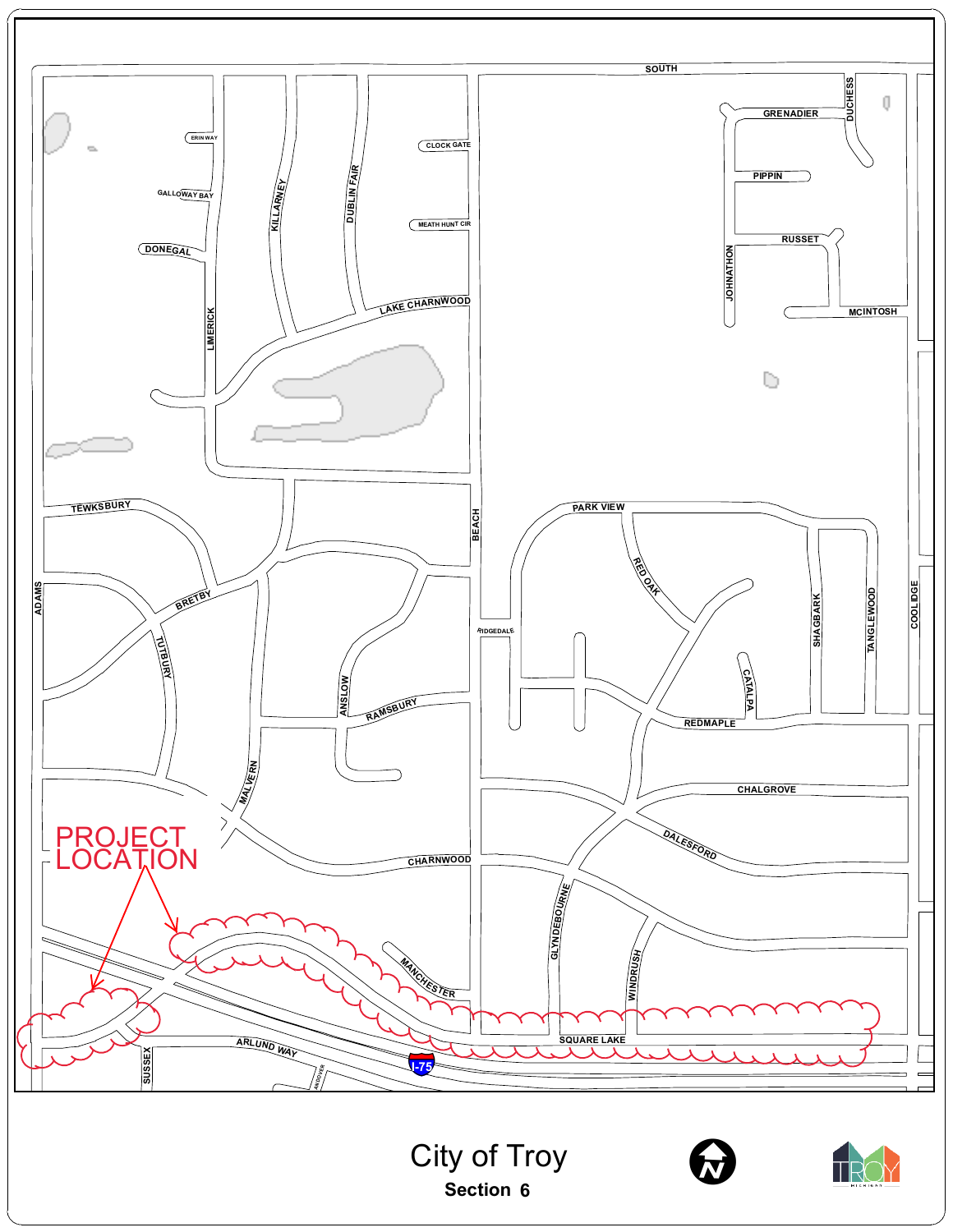PROJECT LOCATION

SOUTH

GRENADIER

DUCHESS

PIPPIN

RUSSET

JOHNATHON

MCINTOSH

ERIN WAY

CLOCK GATE

GALLOWAY BAY

KILLARNEY

DUBLIN FAIR

MEATH HUNT CIR

DONEGAL

LIMERICK

LAKE CHARNWOOD

TEWKSBURY

BEACH

PARK VIEW

RED OAK

ADAMS

BRETBY

TUTBURY

RIDGEDALE

SHAGBARK

TANGLEWOOD

COOLIDGE

CATALPA

ANSLOW

RAMSBURY

REDMAPLE

MALVERN

CHALGROVE

DALESFORD

CHARNWOOD

GLYNDEBOURNE

MANCHESTER

WINDRUSH

SQUARE LAKE

ARLUND WAY

SUSSEX

ANDOVER

I-75

City of Troy

**Section 6**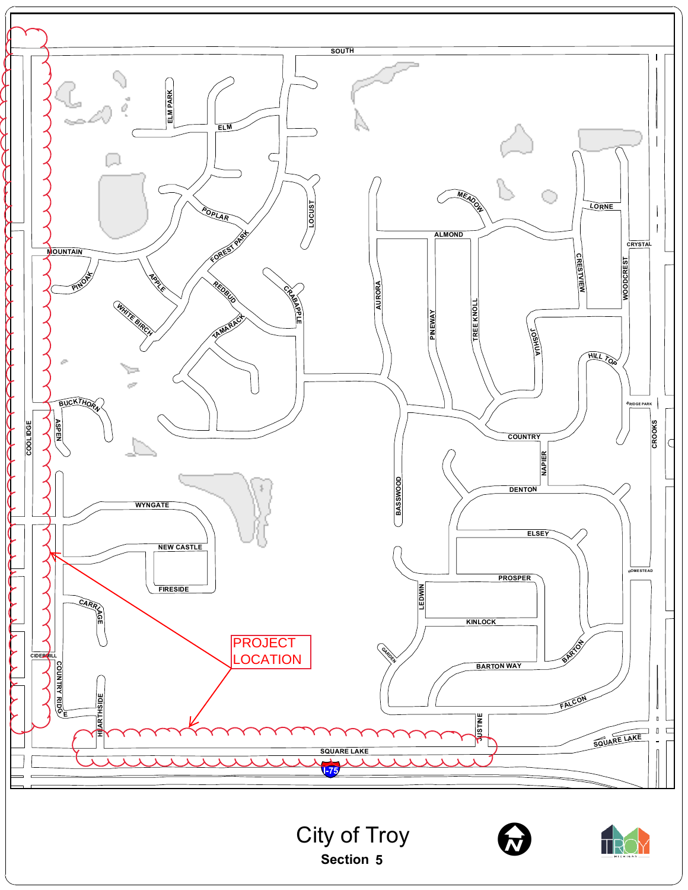PROJECT LOCATION

City of Troy

**Section 5**